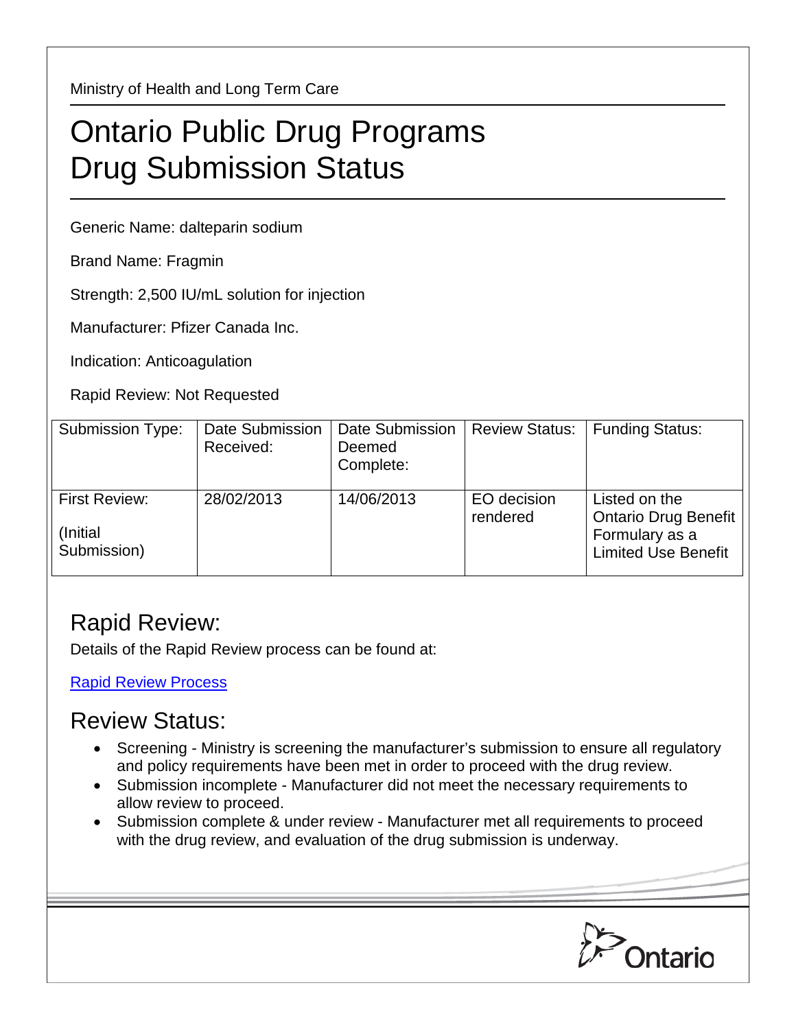Ministry of Health and Long Term Care

# Ontario Public Drug Programs
# Drug Submission Status

Generic Name: dalteparin sodium

Brand Name: Fragmin

Strength: 2,500 IU/mL solution for injection

Manufacturer: Pfizer Canada Inc.

Indication: Anticoagulation

Rapid Review: Not Requested

| Submission Type: | Date Submission Received: | Date Submission Deemed Complete: | Review Status: | Funding Status: |
|---|---|---|---|---|
| First Review: (Initial Submission) | 28/02/2013 | 14/06/2013 | EO decision rendered | Listed on the Ontario Drug Benefit Formulary as a Limited Use Benefit |

## Rapid Review:

Details of the Rapid Review process can be found at:

Rapid Review Process

## Review Status:

- Screening - Ministry is screening the manufacturer's submission to ensure all regulatory and policy requirements have been met in order to proceed with the drug review.
- Submission incomplete - Manufacturer did not meet the necessary requirements to allow review to proceed.
- Submission complete & under review - Manufacturer met all requirements to proceed with the drug review, and evaluation of the drug submission is underway.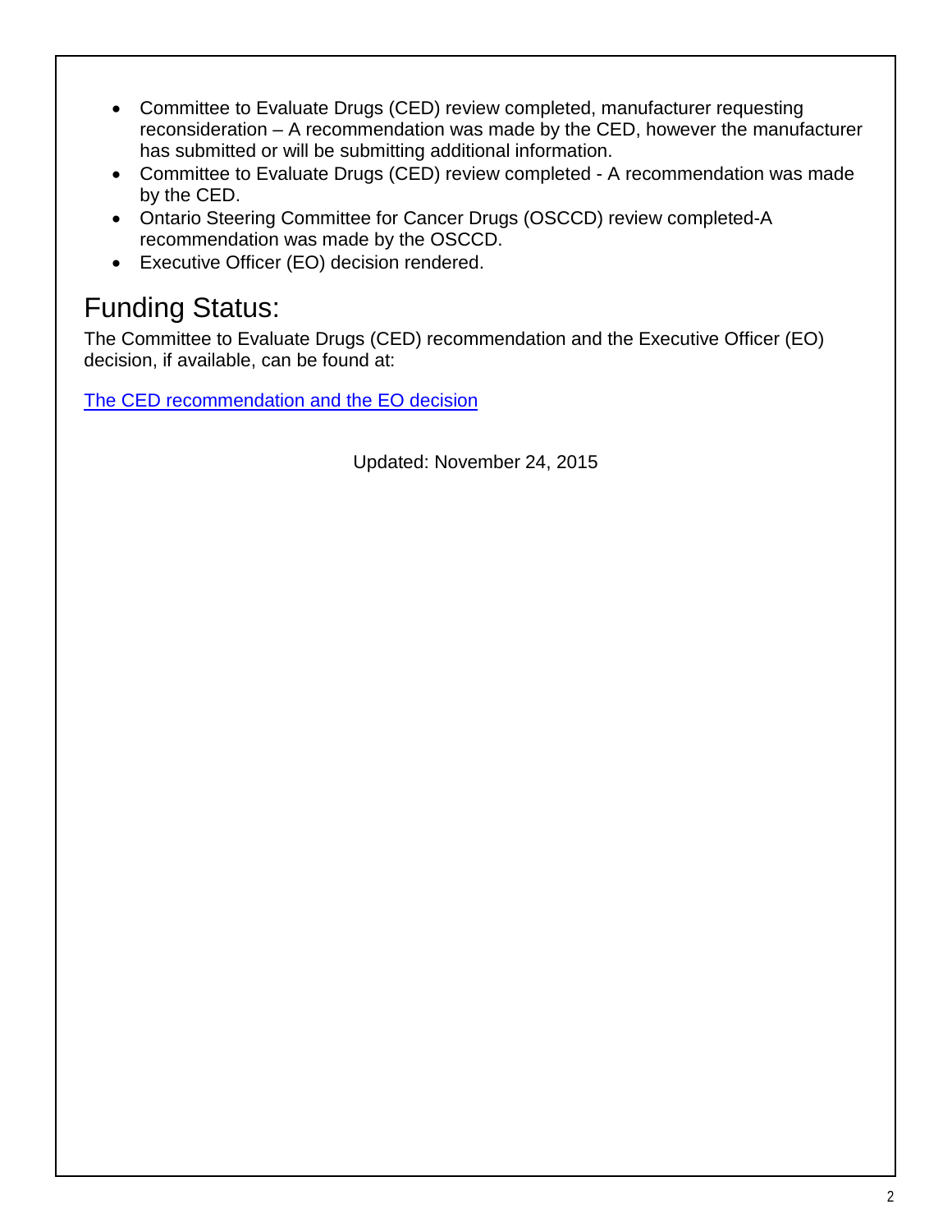- Committee to Evaluate Drugs (CED) review completed, manufacturer requesting reconsideration – A recommendation was made by the CED, however the manufacturer has submitted or will be submitting additional information.
- Committee to Evaluate Drugs (CED) review completed - A recommendation was made by the CED.
- Ontario Steering Committee for Cancer Drugs (OSCCD) review completed-A recommendation was made by the OSCCD.
- Executive Officer (EO) decision rendered.

## Funding Status:

The Committee to Evaluate Drugs (CED) recommendation and the Executive Officer (EO) decision, if available, can be found at:

The CED recommendation and the EO decision

Updated: November 24, 2015